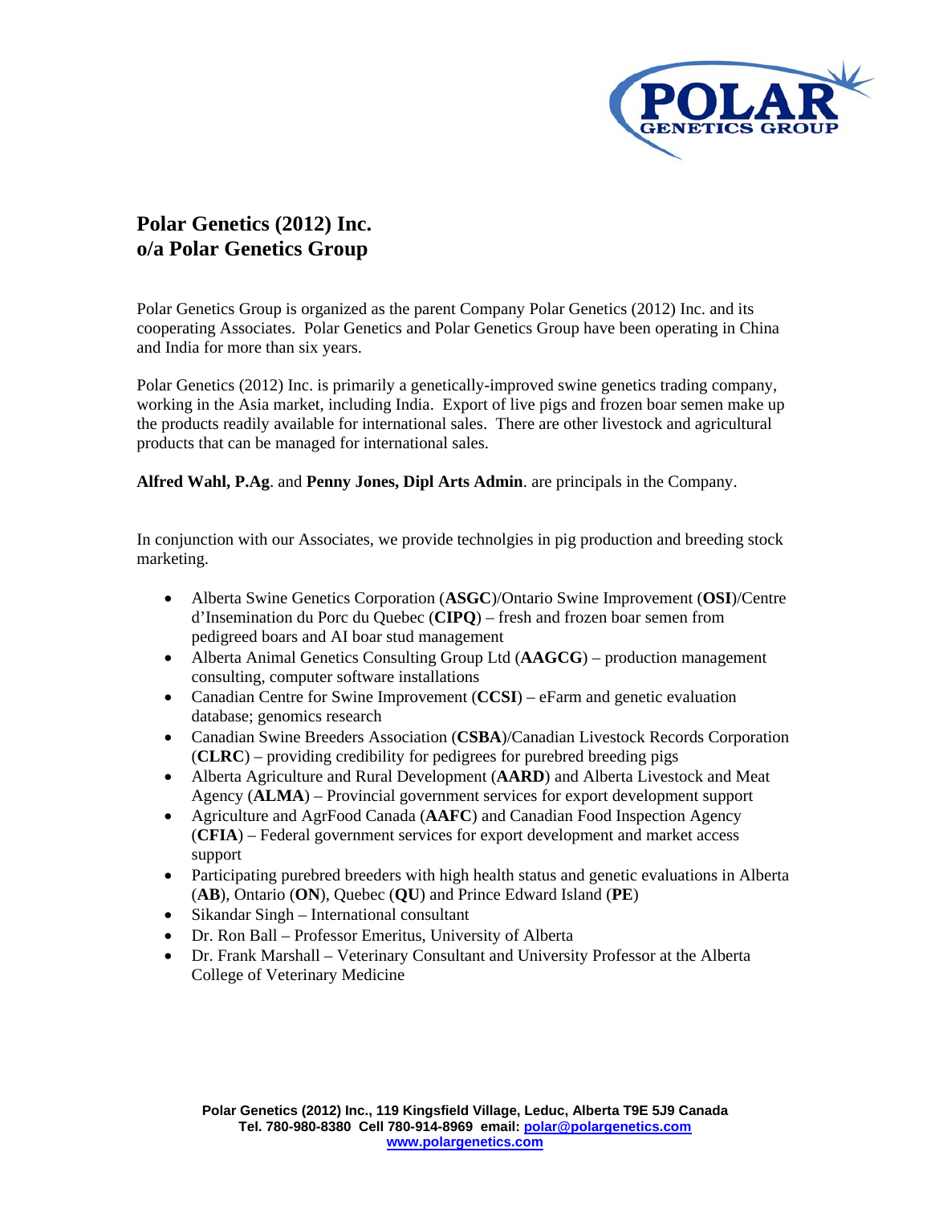# Polar Genetics (2012) Inc.
# o/a Polar Genetics Group

Polar Genetics Group is organized as the parent Company Polar Genetics (2012) Inc. and its cooperating Associates. Polar Genetics and Polar Genetics Group have been operating in China and India for more than six years.

Polar Genetics (2012) Inc. is primarily a genetically-improved swine genetics trading company, working in the Asia market, including India. Export of live pigs and frozen boar semen make up the products readily available for international sales. There are other livestock and agricultural products that can be managed for international sales.

**Alfred Wahl, P.Ag**. and **Penny Jones, Dipl Arts Admin**. are principals in the Company.

In conjunction with our Associates, we provide technolgies in pig production and breeding stock marketing.

- Alberta Swine Genetics Corporation (**ASGC**)/Ontario Swine Improvement (**OSI**)/Centre d'Insemination du Porc du Quebec (**CIPQ**) – fresh and frozen boar semen from pedigreed boars and AI boar stud management
- Alberta Animal Genetics Consulting Group Ltd (**AAGCG**) – production management consulting, computer software installations
- Canadian Centre for Swine Improvement (**CCSI**) – eFarm and genetic evaluation database; genomics research
- Canadian Swine Breeders Association (**CSBA**)/Canadian Livestock Records Corporation (**CLRC**) – providing credibility for pedigrees for purebred breeding pigs
- Alberta Agriculture and Rural Development (**AARD**) and Alberta Livestock and Meat Agency (**ALMA**) – Provincial government services for export development support
- Agriculture and AgrFood Canada (**AAFC**) and Canadian Food Inspection Agency (**CFIA**) – Federal government services for export development and market access support
- Participating purebred breeders with high health status and genetic evaluations in Alberta (**AB**), Ontario (**ON**), Quebec (**QU**) and Prince Edward Island (**PE**)
- Sikandar Singh – International consultant
- Dr. Ron Ball – Professor Emeritus, University of Alberta
- Dr. Frank Marshall – Veterinary Consultant and University Professor at the Alberta College of Veterinary Medicine

**Polar Genetics (2012) Inc., 119 Kingsfield Village, Leduc, Alberta T9E 5J9 Canada**
**Tel. 780-980-8380 Cell 780-914-8969 email: polar@polargenetics.com**
**www.polargenetics.com**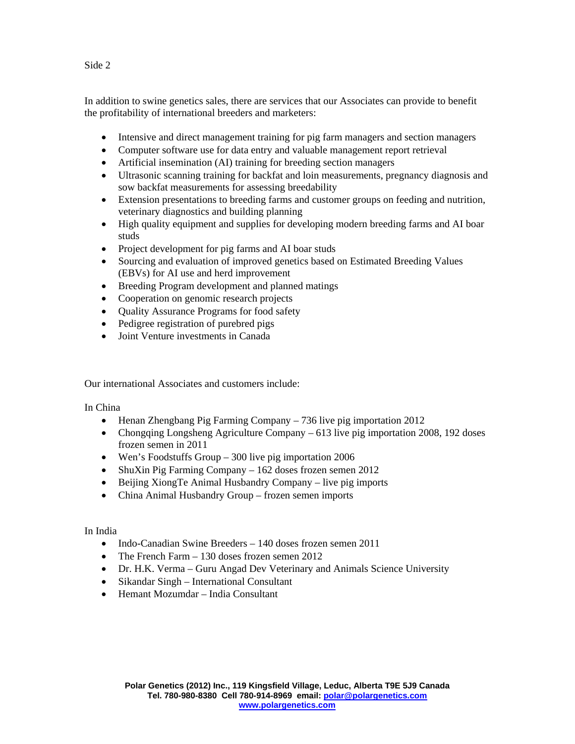Side 2

In addition to swine genetics sales, there are services that our Associates can provide to benefit the profitability of international breeders and marketers:

- Intensive and direct management training for pig farm managers and section managers
- Computer software use for data entry and valuable management report retrieval
- Artificial insemination (AI) training for breeding section managers
- Ultrasonic scanning training for backfat and loin measurements, pregnancy diagnosis and sow backfat measurements for assessing breedability
- Extension presentations to breeding farms and customer groups on feeding and nutrition, veterinary diagnostics and building planning
- High quality equipment and supplies for developing modern breeding farms and AI boar studs
- Project development for pig farms and AI boar studs
- Sourcing and evaluation of improved genetics based on Estimated Breeding Values (EBVs) for AI use and herd improvement
- Breeding Program development and planned matings
- Cooperation on genomic research projects
- Quality Assurance Programs for food safety
- Pedigree registration of purebred pigs
- Joint Venture investments in Canada

Our international Associates and customers include:

In China

- Henan Zhengbang Pig Farming Company – 736 live pig importation 2012
- Chongqing Longsheng Agriculture Company – 613 live pig importation 2008, 192 doses frozen semen in 2011
- Wen's Foodstuffs Group – 300 live pig importation 2006
- ShuXin Pig Farming Company – 162 doses frozen semen 2012
- Beijing XiongTe Animal Husbandry Company – live pig imports
- China Animal Husbandry Group – frozen semen imports

In India

- Indo-Canadian Swine Breeders – 140 doses frozen semen 2011
- The French Farm – 130 doses frozen semen 2012
- Dr. H.K. Verma – Guru Angad Dev Veterinary and Animals Science University
- Sikandar Singh – International Consultant
- Hemant Mozumdar – India Consultant

**Polar Genetics (2012) Inc., 119 Kingsfield Village, Leduc, Alberta T9E 5J9 Canada**
**Tel. 780-980-8380 Cell 780-914-8969 email: polar@polargenetics.com**
**www.polargenetics.com**